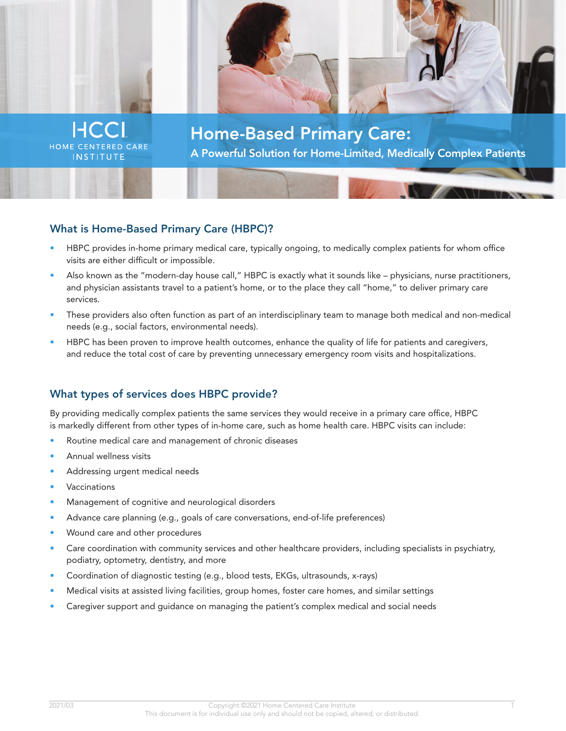HCCI
HOME CENTERED CARE INSTITUTE

# Home-Based Primary Care:

## A Powerful Solution for Home-Limited, Medically Complex Patients

### What is Home-Based Primary Care (HBPC)?

- HBPC provides in-home primary medical care, typically ongoing, to medically complex patients for whom office visits are either difficult or impossible.
- Also known as the "modern-day house call," HBPC is exactly what it sounds like – physicians, nurse practitioners, and physician assistants travel to a patient's home, or to the place they call "home," to deliver primary care services.
- These providers also often function as part of an interdisciplinary team to manage both medical and non-medical needs (e.g., social factors, environmental needs).
- HBPC has been proven to improve health outcomes, enhance the quality of life for patients and caregivers, and reduce the total cost of care by preventing unnecessary emergency room visits and hospitalizations.

### What types of services does HBPC provide?

By providing medically complex patients the same services they would receive in a primary care office, HBPC is markedly different from other types of in-home care, such as home health care. HBPC visits can include:

- Routine medical care and management of chronic diseases
- Annual wellness visits
- Addressing urgent medical needs
- Vaccinations
- Management of cognitive and neurological disorders
- Advance care planning (e.g., goals of care conversations, end-of-life preferences)
- Wound care and other procedures
- Care coordination with community services and other healthcare providers, including specialists in psychiatry, podiatry, optometry, dentistry, and more
- Coordination of diagnostic testing (e.g., blood tests, EKGs, ultrasounds, x-rays)
- Medical visits at assisted living facilities, group homes, foster care homes, and similar settings
- Caregiver support and guidance on managing the patient's complex medical and social needs

2021/03

Copyright ©2021 Home Centered Care Institute
This document is for individual use only and should not be copied, altered, or distributed.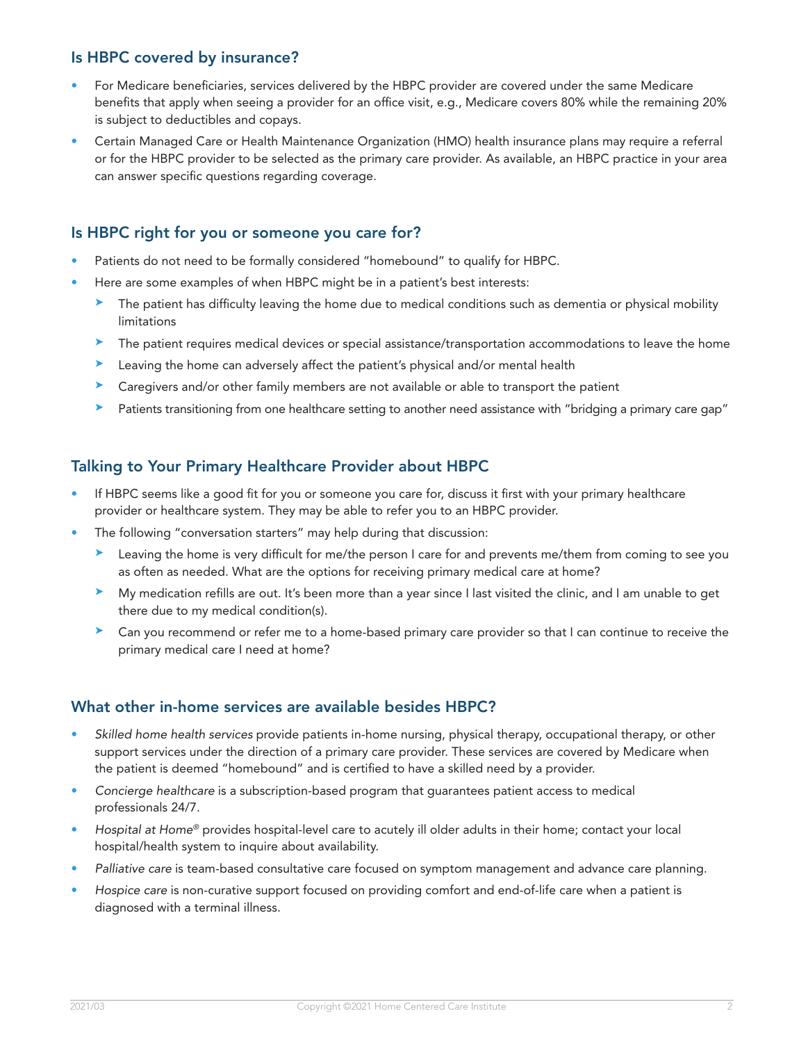## Is HBPC covered by insurance?

- For Medicare beneficiaries, services delivered by the HBPC provider are covered under the same Medicare benefits that apply when seeing a provider for an office visit, e.g., Medicare covers 80% while the remaining 20% is subject to deductibles and copays.
- Certain Managed Care or Health Maintenance Organization (HMO) health insurance plans may require a referral or for the HBPC provider to be selected as the primary care provider. As available, an HBPC practice in your area can answer specific questions regarding coverage.

## Is HBPC right for you or someone you care for?

- Patients do not need to be formally considered "homebound" to qualify for HBPC.
- Here are some examples of when HBPC might be in a patient's best interests:
  - The patient has difficulty leaving the home due to medical conditions such as dementia or physical mobility limitations
  - The patient requires medical devices or special assistance/transportation accommodations to leave the home
  - Leaving the home can adversely affect the patient's physical and/or mental health
  - Caregivers and/or other family members are not available or able to transport the patient
  - Patients transitioning from one healthcare setting to another need assistance with "bridging a primary care gap"

## Talking to Your Primary Healthcare Provider about HBPC

- If HBPC seems like a good fit for you or someone you care for, discuss it first with your primary healthcare provider or healthcare system. They may be able to refer you to an HBPC provider.
- The following "conversation starters" may help during that discussion:
  - Leaving the home is very difficult for me/the person I care for and prevents me/them from coming to see you as often as needed. What are the options for receiving primary medical care at home?
  - My medication refills are out. It's been more than a year since I last visited the clinic, and I am unable to get there due to my medical condition(s).
  - Can you recommend or refer me to a home-based primary care provider so that I can continue to receive the primary medical care I need at home?

## What other in-home services are available besides HBPC?

- *Skilled home health services* provide patients in-home nursing, physical therapy, occupational therapy, or other support services under the direction of a primary care provider. These services are covered by Medicare when the patient is deemed "homebound" and is certified to have a skilled need by a provider.
- *Concierge healthcare* is a subscription-based program that guarantees patient access to medical professionals 24/7.
- *Hospital at Home®* provides hospital-level care to acutely ill older adults in their home; contact your local hospital/health system to inquire about availability.
- *Palliative care* is team-based consultative care focused on symptom management and advance care planning.
- *Hospice care* is non-curative support focused on providing comfort and end-of-life care when a patient is diagnosed with a terminal illness.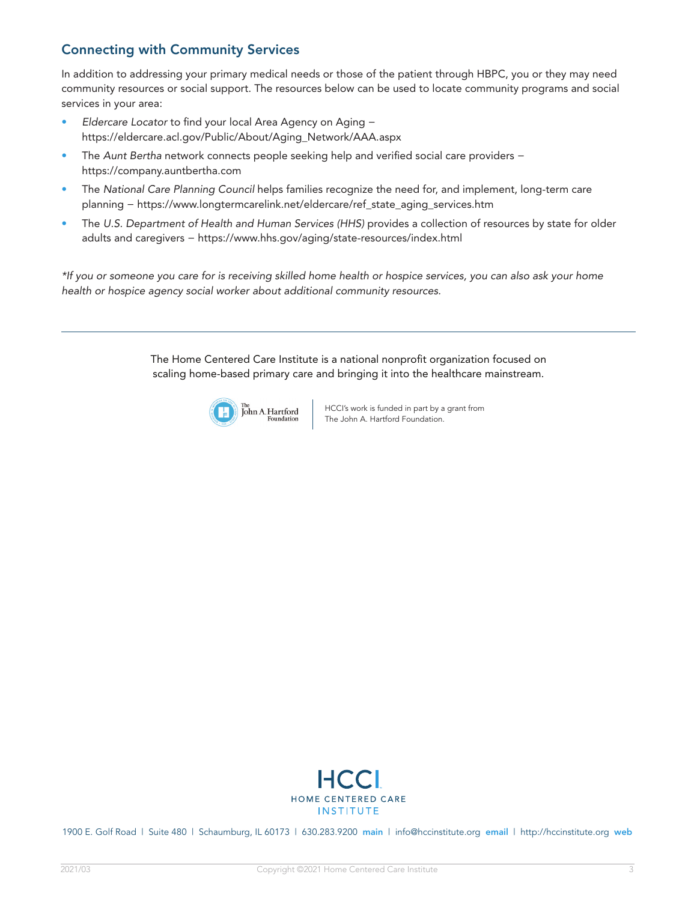## Connecting with Community Services

In addition to addressing your primary medical needs or those of the patient through HBPC, you or they may need community resources or social support. The resources below can be used to locate community programs and social services in your area:

- *Eldercare Locator* to find your local Area Agency on Aging – https://eldercare.acl.gov/Public/About/Aging_Network/AAA.aspx
- The *Aunt Bertha* network connects people seeking help and verified social care providers – https://company.auntbertha.com
- The *National Care Planning Council* helps families recognize the need for, and implement, long-term care planning – https://www.longtermcarelink.net/eldercare/ref_state_aging_services.htm
- The *U.S. Department of Health and Human Services (HHS)* provides a collection of resources by state for older adults and caregivers – https://www.hhs.gov/aging/state-resources/index.html

*\*If you or someone you care for is receiving skilled home health or hospice services, you can also ask your home health or hospice agency social worker about additional community resources.*

---

The Home Centered Care Institute is a national nonprofit organization focused on scaling home-based primary care and bringing it into the healthcare mainstream.

The John A. Hartford Foundation

HCCI's work is funded in part by a grant from The John A. Hartford Foundation.

HCCI
HOME CENTERED CARE
INSTITUTE

1900 E. Golf Road | Suite 480 | Schaumburg, IL 60173 | 630.283.9200 **main** | info@hccinstitute.org **email** | http://hccinstitute.org **web**

2021/03 Copyright ©2021 Home Centered Care Institute